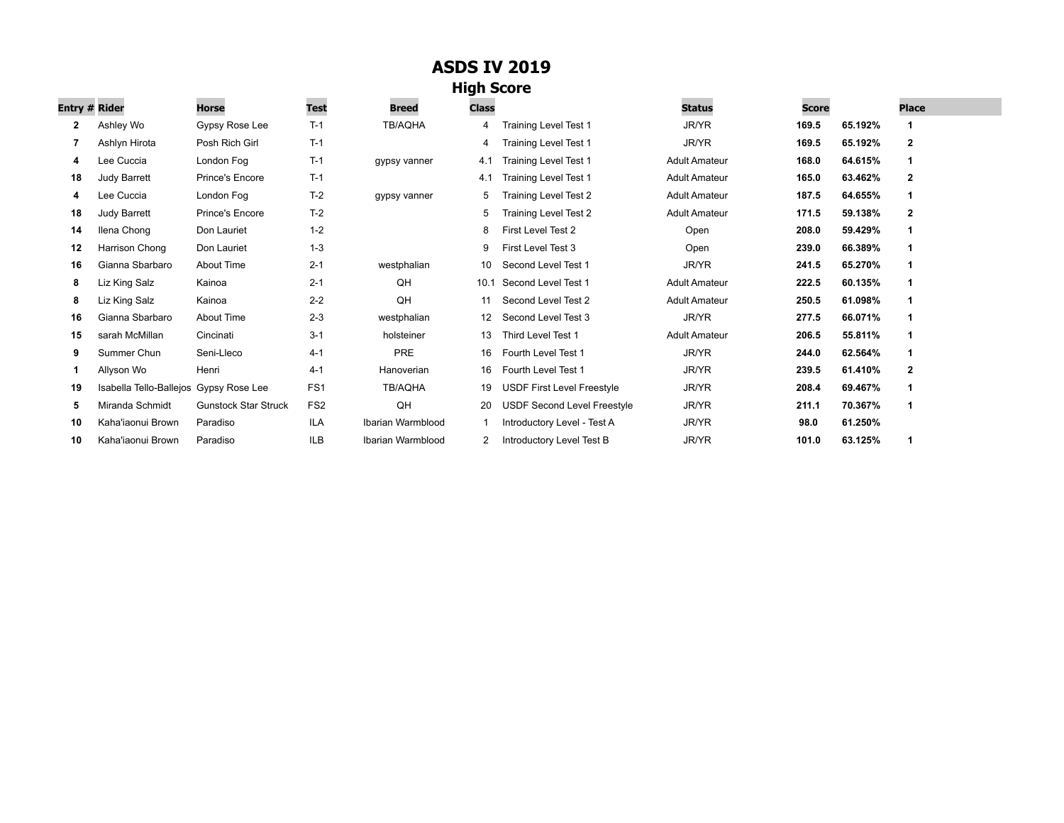# ASDS IV 2019

## High Score

| Entry # | Rider | Horse | Test | Breed | Class | | Status | Score | | Place |
|---|---|---|---|---|---|---|---|---|---|---|
| 2 | Ashley Wo | Gypsy Rose Lee | T-1 | TB/AQHA | 4 | Training Level Test 1 | JR/YR | 169.5 | 65.192% | 1 |
| 7 | Ashlyn Hirota | Posh Rich Girl | T-1 | | 4 | Training Level Test 1 | JR/YR | 169.5 | 65.192% | 2 |
| 4 | Lee Cuccia | London Fog | T-1 | gypsy vanner | 4.1 | Training Level Test 1 | Adult Amateur | 168.0 | 64.615% | 1 |
| 18 | Judy Barrett | Prince's Encore | T-1 | | 4.1 | Training Level Test 1 | Adult Amateur | 165.0 | 63.462% | 2 |
| 4 | Lee Cuccia | London Fog | T-2 | gypsy vanner | 5 | Training Level Test 2 | Adult Amateur | 187.5 | 64.655% | 1 |
| 18 | Judy Barrett | Prince's Encore | T-2 | | 5 | Training Level Test 2 | Adult Amateur | 171.5 | 59.138% | 2 |
| 14 | Ilena Chong | Don Lauriet | 1-2 | | 8 | First Level Test 2 | Open | 208.0 | 59.429% | 1 |
| 12 | Harrison Chong | Don Lauriet | 1-3 | | 9 | First Level Test 3 | Open | 239.0 | 66.389% | 1 |
| 16 | Gianna Sbarbaro | About Time | 2-1 | westphalian | 10 | Second Level Test 1 | JR/YR | 241.5 | 65.270% | 1 |
| 8 | Liz King Salz | Kainoa | 2-1 | QH | 10.1 | Second Level Test 1 | Adult Amateur | 222.5 | 60.135% | 1 |
| 8 | Liz King Salz | Kainoa | 2-2 | QH | 11 | Second Level Test 2 | Adult Amateur | 250.5 | 61.098% | 1 |
| 16 | Gianna Sbarbaro | About Time | 2-3 | westphalian | 12 | Second Level Test 3 | JR/YR | 277.5 | 66.071% | 1 |
| 15 | sarah McMillan | Cincinati | 3-1 | holsteiner | 13 | Third Level Test 1 | Adult Amateur | 206.5 | 55.811% | 1 |
| 9 | Summer Chun | Seni-Lleco | 4-1 | PRE | 16 | Fourth Level Test 1 | JR/YR | 244.0 | 62.564% | 1 |
| 1 | Allyson Wo | Henri | 4-1 | Hanoverian | 16 | Fourth Level Test 1 | JR/YR | 239.5 | 61.410% | 2 |
| 19 | Isabella Tello-Ballejos | Gypsy Rose Lee | FS1 | TB/AQHA | 19 | USDF First Level Freestyle | JR/YR | 208.4 | 69.467% | 1 |
| 5 | Miranda Schmidt | Gunstock Star Struck | FS2 | QH | 20 | USDF Second Level Freestyle | JR/YR | 211.1 | 70.367% | 1 |
| 10 | Kaha'iaonui Brown | Paradiso | ILA | Ibarian Warmblood | 1 | Introductory Level - Test A | JR/YR | 98.0 | 61.250% | |
| 10 | Kaha'iaonui Brown | Paradiso | ILB | Ibarian Warmblood | 2 | Introductory Level Test B | JR/YR | 101.0 | 63.125% | 1 |